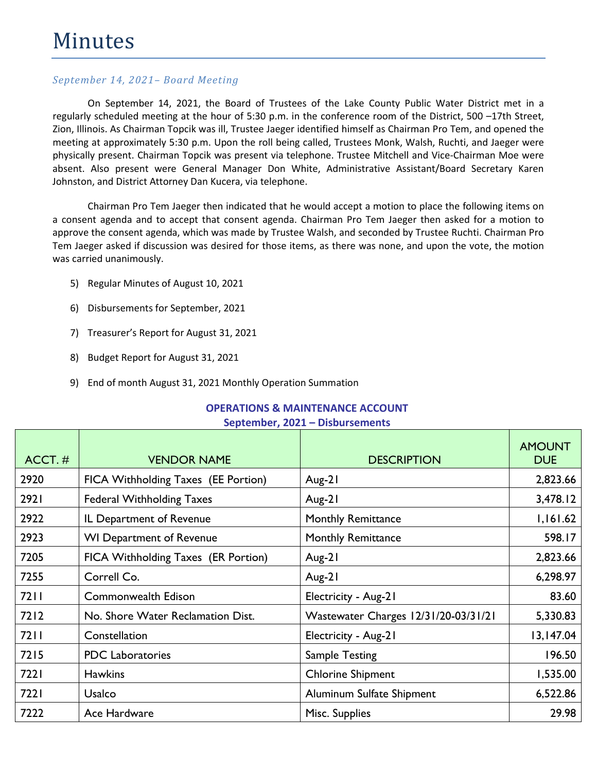# Minutes

*September 14, 2021– Board Meeting*

On September 14, 2021, the Board of Trustees of the Lake County Public Water District met in a regularly scheduled meeting at the hour of 5:30 p.m. in the conference room of the District, 500 –17th Street, Zion, Illinois. As Chairman Topcik was ill, Trustee Jaeger identified himself as Chairman Pro Tem, and opened the meeting at approximately 5:30 p.m. Upon the roll being called, Trustees Monk, Walsh, Ruchti, and Jaeger were physically present. Chairman Topcik was present via telephone. Trustee Mitchell and Vice-Chairman Moe were absent. Also present were General Manager Don White, Administrative Assistant/Board Secretary Karen Johnston, and District Attorney Dan Kucera, via telephone.

Chairman Pro Tem Jaeger then indicated that he would accept a motion to place the following items on a consent agenda and to accept that consent agenda. Chairman Pro Tem Jaeger then asked for a motion to approve the consent agenda, which was made by Trustee Walsh, and seconded by Trustee Ruchti. Chairman Pro Tem Jaeger asked if discussion was desired for those items, as there was none, and upon the vote, the motion was carried unanimously.

5) Regular Minutes of August 10, 2021

6) Disbursements for September, 2021

7) Treasurer's Report for August 31, 2021

8) Budget Report for August 31, 2021

9) End of month August 31, 2021 Monthly Operation Summation

**OPERATIONS & MAINTENANCE ACCOUNT**
**September, 2021 – Disbursements**

| ACCT. # | VENDOR NAME | DESCRIPTION | AMOUNT DUE |
|---|---|---|---|
| 2920 | FICA Withholding Taxes (EE Portion) | Aug-21 | 2,823.66 |
| 2921 | Federal Withholding Taxes | Aug-21 | 3,478.12 |
| 2922 | IL Department of Revenue | Monthly Remittance | 1,161.62 |
| 2923 | WI Department of Revenue | Monthly Remittance | 598.17 |
| 7205 | FICA Withholding Taxes (ER Portion) | Aug-21 | 2,823.66 |
| 7255 | Correll Co. | Aug-21 | 6,298.97 |
| 7211 | Commonwealth Edison | Electricity - Aug-21 | 83.60 |
| 7212 | No. Shore Water Reclamation Dist. | Wastewater Charges 12/31/20-03/31/21 | 5,330.83 |
| 7211 | Constellation | Electricity - Aug-21 | 13,147.04 |
| 7215 | PDC Laboratories | Sample Testing | 196.50 |
| 7221 | Hawkins | Chlorine Shipment | 1,535.00 |
| 7221 | Usalco | Aluminum Sulfate Shipment | 6,522.86 |
| 7222 | Ace Hardware | Misc. Supplies | 29.98 |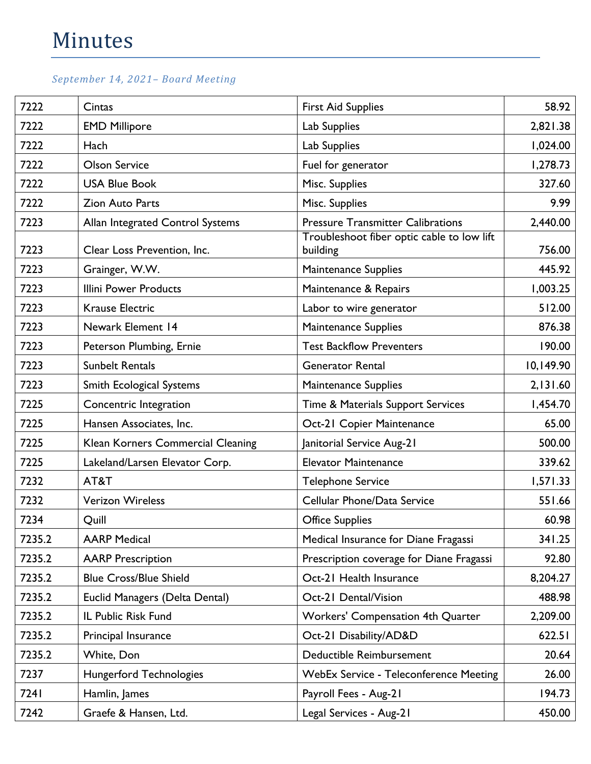# Minutes

*September 14, 2021– Board Meeting*

| | | | |
|---|---|---|---|
| 7222 | Cintas | First Aid Supplies | 58.92 |
| 7222 | EMD Millipore | Lab Supplies | 2,821.38 |
| 7222 | Hach | Lab Supplies | 1,024.00 |
| 7222 | Olson Service | Fuel for generator | 1,278.73 |
| 7222 | USA Blue Book | Misc. Supplies | 327.60 |
| 7222 | Zion Auto Parts | Misc. Supplies | 9.99 |
| 7223 | Allan Integrated Control Systems | Pressure Transmitter Calibrations | 2,440.00 |
| 7223 | Clear Loss Prevention, Inc. | Troubleshoot fiber optic cable to low lift building | 756.00 |
| 7223 | Grainger, W.W. | Maintenance Supplies | 445.92 |
| 7223 | Illini Power Products | Maintenance & Repairs | 1,003.25 |
| 7223 | Krause Electric | Labor to wire generator | 512.00 |
| 7223 | Newark Element 14 | Maintenance Supplies | 876.38 |
| 7223 | Peterson Plumbing, Ernie | Test Backflow Preventers | 190.00 |
| 7223 | Sunbelt Rentals | Generator Rental | 10,149.90 |
| 7223 | Smith Ecological Systems | Maintenance Supplies | 2,131.60 |
| 7225 | Concentric Integration | Time & Materials Support Services | 1,454.70 |
| 7225 | Hansen Associates, Inc. | Oct-21 Copier Maintenance | 65.00 |
| 7225 | Klean Korners Commercial Cleaning | Janitorial Service Aug-21 | 500.00 |
| 7225 | Lakeland/Larsen Elevator Corp. | Elevator Maintenance | 339.62 |
| 7232 | AT&T | Telephone Service | 1,571.33 |
| 7232 | Verizon Wireless | Cellular Phone/Data Service | 551.66 |
| 7234 | Quill | Office Supplies | 60.98 |
| 7235.2 | AARP Medical | Medical Insurance for Diane Fragassi | 341.25 |
| 7235.2 | AARP Prescription | Prescription coverage for Diane Fragassi | 92.80 |
| 7235.2 | Blue Cross/Blue Shield | Oct-21 Health Insurance | 8,204.27 |
| 7235.2 | Euclid Managers (Delta Dental) | Oct-21 Dental/Vision | 488.98 |
| 7235.2 | IL Public Risk Fund | Workers' Compensation 4th Quarter | 2,209.00 |
| 7235.2 | Principal Insurance | Oct-21 Disability/AD&D | 622.51 |
| 7235.2 | White, Don | Deductible Reimbursement | 20.64 |
| 7237 | Hungerford Technologies | WebEx Service - Teleconference Meeting | 26.00 |
| 7241 | Hamlin, James | Payroll Fees - Aug-21 | 194.73 |
| 7242 | Graefe & Hansen, Ltd. | Legal Services - Aug-21 | 450.00 |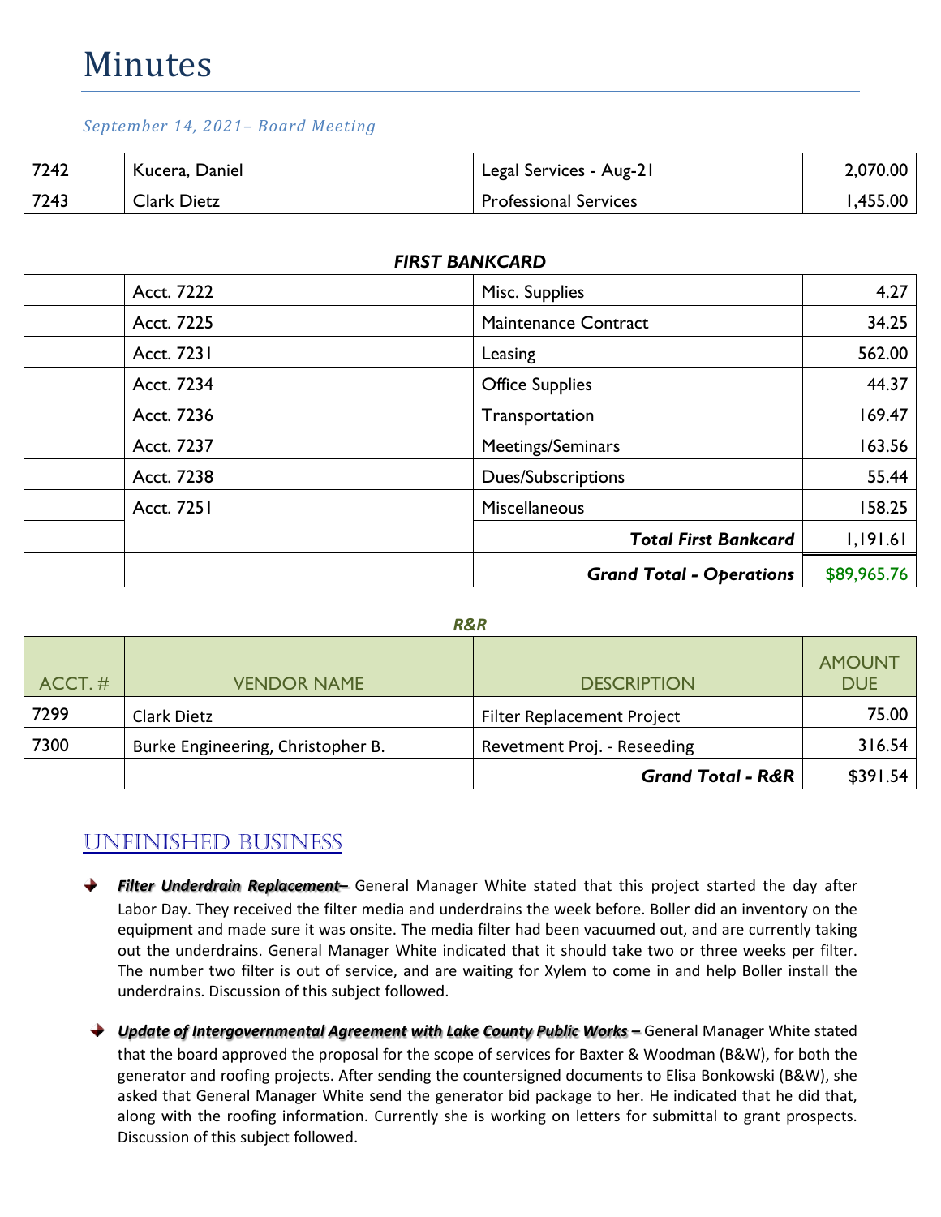# Minutes

*September 14, 2021– Board Meeting*

| | | | |
|---|---|---|---|
| 7242 | Kucera, Daniel | Legal Services - Aug-21 | 2,070.00 |
| 7243 | Clark Dietz | Professional Services | 1,455.00 |

***FIRST BANKCARD***

| | | | |
|---|---|---|---|
| | Acct. 7222 | Misc. Supplies | 4.27 |
| | Acct. 7225 | Maintenance Contract | 34.25 |
| | Acct. 7231 | Leasing | 562.00 |
| | Acct. 7234 | Office Supplies | 44.37 |
| | Acct. 7236 | Transportation | 169.47 |
| | Acct. 7237 | Meetings/Seminars | 163.56 |
| | Acct. 7238 | Dues/Subscriptions | 55.44 |
| | Acct. 7251 | Miscellaneous | 158.25 |
| | | ***Total First Bankcard*** | 1,191.61 |
| | | ***Grand Total - Operations*** | $89,965.76 |

***R&R***

| ACCT. # | VENDOR NAME | DESCRIPTION | AMOUNT DUE |
|---|---|---|---|
| 7299 | Clark Dietz | Filter Replacement Project | 75.00 |
| 7300 | Burke Engineering, Christopher B. | Revetment Proj. - Reseeding | 316.54 |
| | | ***Grand Total - R&R*** | $391.54 |

## UNFINISHED BUSINESS

- ***Filter Underdrain Replacement–*** General Manager White stated that this project started the day after Labor Day. They received the filter media and underdrains the week before. Boller did an inventory on the equipment and made sure it was onsite. The media filter had been vacuumed out, and are currently taking out the underdrains. General Manager White indicated that it should take two or three weeks per filter. The number two filter is out of service, and are waiting for Xylem to come in and help Boller install the underdrains. Discussion of this subject followed.

- ***Update of Intergovernmental Agreement with Lake County Public Works –*** General Manager White stated that the board approved the proposal for the scope of services for Baxter & Woodman (B&W), for both the generator and roofing projects. After sending the countersigned documents to Elisa Bonkowski (B&W), she asked that General Manager White send the generator bid package to her. He indicated that he did that, along with the roofing information. Currently she is working on letters for submittal to grant prospects. Discussion of this subject followed.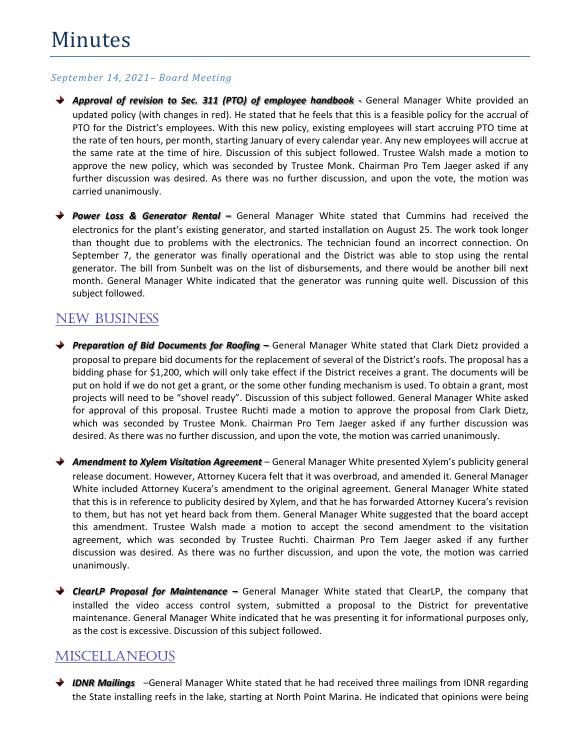# Minutes

*September 14, 2021– Board Meeting*

- ***Approval of revision to Sec. 311 (PTO) of employee handbook*** - General Manager White provided an updated policy (with changes in red). He stated that he feels that this is a feasible policy for the accrual of PTO for the District's employees. With this new policy, existing employees will start accruing PTO time at the rate of ten hours, per month, starting January of every calendar year. Any new employees will accrue at the same rate at the time of hire. Discussion of this subject followed. Trustee Walsh made a motion to approve the new policy, which was seconded by Trustee Monk. Chairman Pro Tem Jaeger asked if any further discussion was desired. As there was no further discussion, and upon the vote, the motion was carried unanimously.

- ***Power Loss & Generator Rental*** – General Manager White stated that Cummins had received the electronics for the plant's existing generator, and started installation on August 25. The work took longer than thought due to problems with the electronics. The technician found an incorrect connection. On September 7, the generator was finally operational and the District was able to stop using the rental generator. The bill from Sunbelt was on the list of disbursements, and there would be another bill next month. General Manager White indicated that the generator was running quite well. Discussion of this subject followed.

## NEW BUSINESS

- ***Preparation of Bid Documents for Roofing*** – General Manager White stated that Clark Dietz provided a proposal to prepare bid documents for the replacement of several of the District's roofs. The proposal has a bidding phase for $1,200, which will only take effect if the District receives a grant. The documents will be put on hold if we do not get a grant, or the some other funding mechanism is used. To obtain a grant, most projects will need to be "shovel ready". Discussion of this subject followed. General Manager White asked for approval of this proposal. Trustee Ruchti made a motion to approve the proposal from Clark Dietz, which was seconded by Trustee Monk. Chairman Pro Tem Jaeger asked if any further discussion was desired. As there was no further discussion, and upon the vote, the motion was carried unanimously.

- ***Amendment to Xylem Visitation Agreement*** – General Manager White presented Xylem's publicity general release document. However, Attorney Kucera felt that it was overbroad, and amended it. General Manager White included Attorney Kucera's amendment to the original agreement. General Manager White stated that this is in reference to publicity desired by Xylem, and that he has forwarded Attorney Kucera's revision to them, but has not yet heard back from them. General Manager White suggested that the board accept this amendment. Trustee Walsh made a motion to accept the second amendment to the visitation agreement, which was seconded by Trustee Ruchti. Chairman Pro Tem Jaeger asked if any further discussion was desired. As there was no further discussion, and upon the vote, the motion was carried unanimously.

- ***ClearLP Proposal for Maintenance*** – General Manager White stated that ClearLP, the company that installed the video access control system, submitted a proposal to the District for preventative maintenance. General Manager White indicated that he was presenting it for informational purposes only, as the cost is excessive. Discussion of this subject followed.

## MISCELLANEOUS

- ***IDNR Mailings*** –General Manager White stated that he had received three mailings from IDNR regarding the State installing reefs in the lake, starting at North Point Marina. He indicated that opinions were being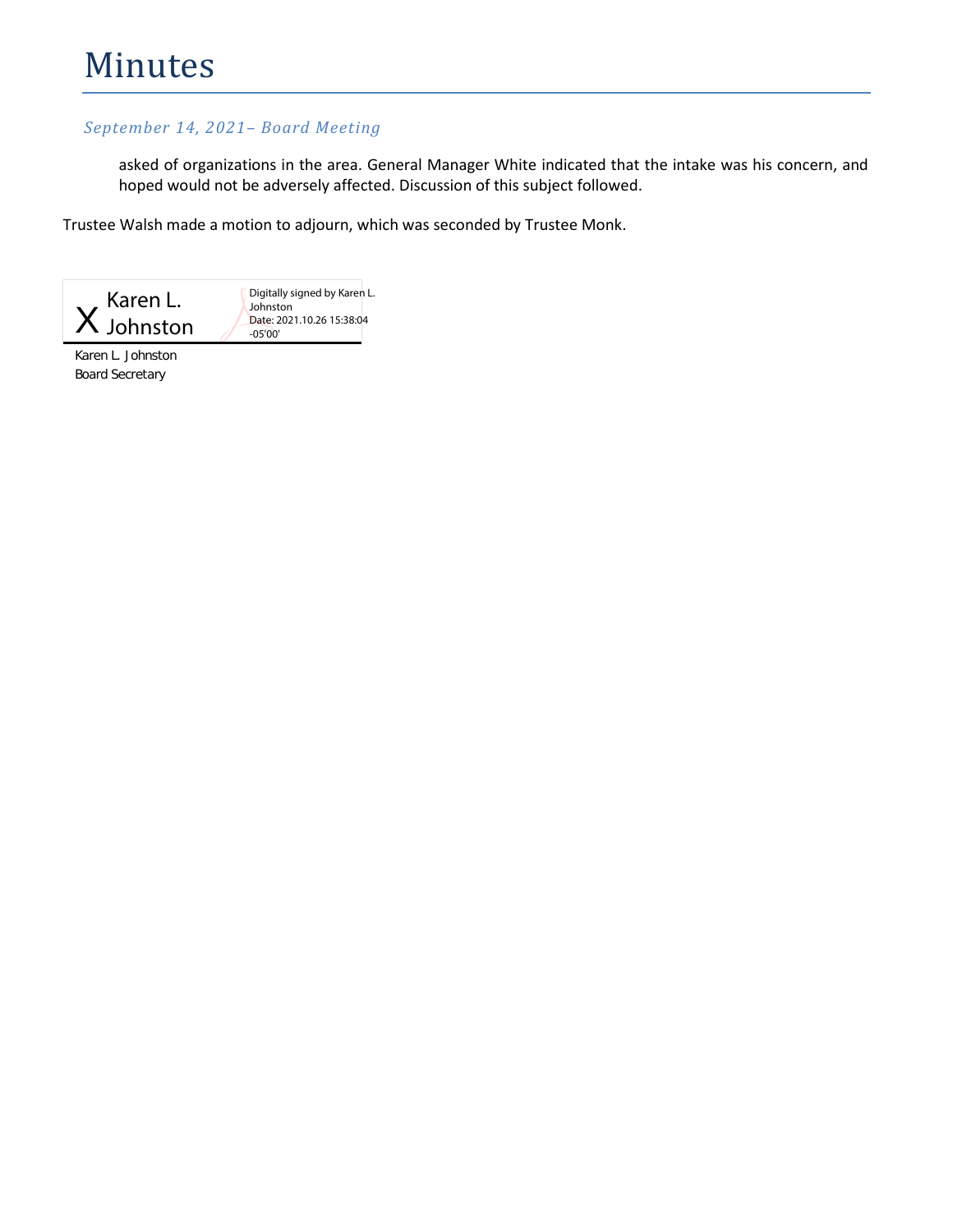# Minutes

*September 14, 2021– Board Meeting*

asked of organizations in the area. General Manager White indicated that the intake was his concern, and hoped would not be adversely affected. Discussion of this subject followed.

Trustee Walsh made a motion to adjourn, which was seconded by Trustee Monk.

X Karen L. Johnston

Digitally signed by Karen L. Johnston
Date: 2021.10.26 15:38:04 -05'00'

Karen L. Johnston
Board Secretary